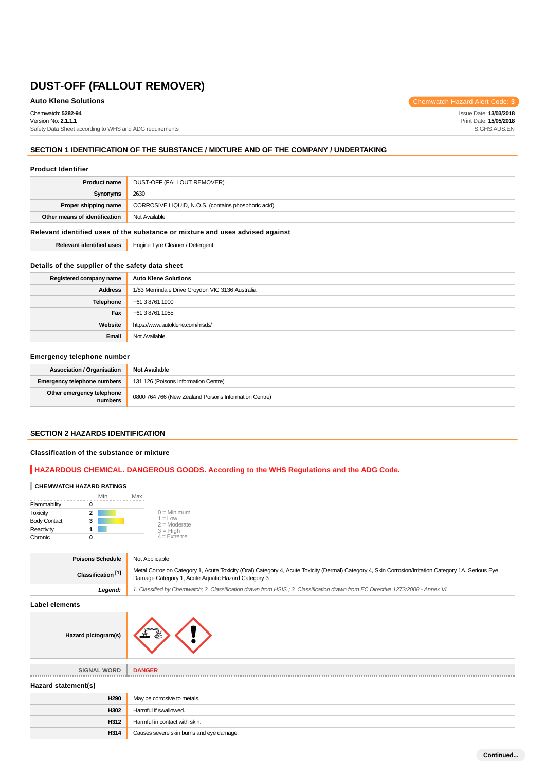# DUST-OFF (FALLOUT REMOVER)

**Auto Klene Solutions**

Chemwatch Hazard Alert Code: **3**

Chemwatch: **5282-94**
Version No: **2.1.1.1**
Safety Data Sheet according to WHS and ADG requirements

Issue Date: **13/03/2018**
Print Date: **15/05/2018**
S.GHS.AUS.EN

## SECTION 1 IDENTIFICATION OF THE SUBSTANCE / MIXTURE AND OF THE COMPANY / UNDERTAKING

### Product Identifier

| | |
|---|---|
| **Product name** | DUST-OFF (FALLOUT REMOVER) |
| **Synonyms** | 2630 |
| **Proper shipping name** | CORROSIVE LIQUID, N.O.S. (contains phosphoric acid) |
| **Other means of identification** | Not Available |

### Relevant identified uses of the substance or mixture and uses advised against

| | |
|---|---|
| **Relevant identified uses** | Engine Tyre Cleaner / Detergent. |

### Details of the supplier of the safety data sheet

| | |
|---|---|
| **Registered company name** | **Auto Klene Solutions** |
| **Address** | 1/83 Merrindale Drive Croydon VIC 3136 Australia |
| **Telephone** | +61 3 8761 1900 |
| **Fax** | +61 3 8761 1955 |
| **Website** | https://www.autoklene.com/msds/ |
| **Email** | Not Available |

### Emergency telephone number

| | |
|---|---|
| **Association / Organisation** | **Not Available** |
| **Emergency telephone numbers** | 131 126 (Poisons Information Centre) |
| **Other emergency telephone numbers** | 0800 764 766 (New Zealand Poisons Information Centre) |

## SECTION 2 HAZARDS IDENTIFICATION

### Classification of the substance or mixture

**HAZARDOUS CHEMICAL. DANGEROUS GOODS. According to the WHS Regulations and the ADG Code.**

**CHEMWATCH HAZARD RATINGS**

| | Rating (Min–Max) |
|---|---|
| Flammability | 0 |
| Toxicity | 2 |
| Body Contact | 3 |
| Reactivity | 1 |
| Chronic | 0 |

0 = Minimum
1 = Low
2 = Moderate
3 = High
4 = Extreme

| | |
|---|---|
| **Poisons Schedule** | Not Applicable |
| **Classification [1]** | Metal Corrosion Category 1, Acute Toxicity (Oral) Category 4, Acute Toxicity (Dermal) Category 4, Skin Corrosion/Irritation Category 1A, Serious Eye Damage Category 1, Acute Aquatic Hazard Category 3 |
| ***Legend:*** | *1. Classified by Chemwatch; 2. Classification drawn from HSIS ; 3. Classification drawn from EC Directive 1272/2008 - Annex VI* |

### Label elements

| | |
|---|---|
| **Hazard pictogram(s)** | |
| SIGNAL WORD | **DANGER** |

### Hazard statement(s)

| | |
|---|---|
| **H290** | May be corrosive to metals. |
| **H302** | Harmful if swallowed. |
| **H312** | Harmful in contact with skin. |
| **H314** | Causes severe skin burns and eye damage. |

Continued...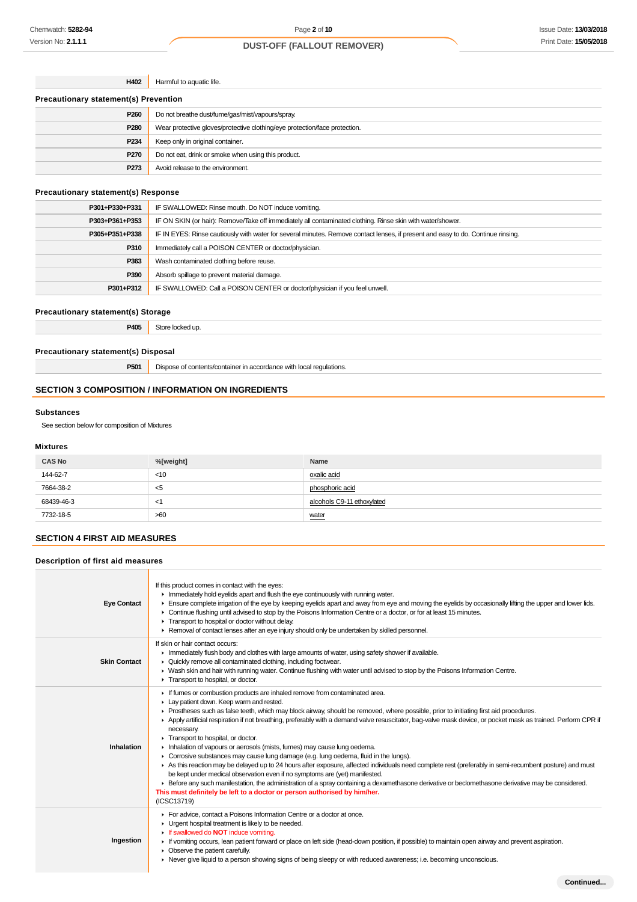| | |
|---|---|
| **H402** | Harmful to aquatic life. |

### Precautionary statement(s) Prevention

| | |
|---|---|
| **P260** | Do not breathe dust/fume/gas/mist/vapours/spray. |
| **P280** | Wear protective gloves/protective clothing/eye protection/face protection. |
| **P234** | Keep only in original container. |
| **P270** | Do not eat, drink or smoke when using this product. |
| **P273** | Avoid release to the environment. |

### Precautionary statement(s) Response

| | |
|---|---|
| **P301+P330+P331** | IF SWALLOWED: Rinse mouth. Do NOT induce vomiting. |
| **P303+P361+P353** | IF ON SKIN (or hair): Remove/Take off immediately all contaminated clothing. Rinse skin with water/shower. |
| **P305+P351+P338** | IF IN EYES: Rinse cautiously with water for several minutes. Remove contact lenses, if present and easy to do. Continue rinsing. |
| **P310** | Immediately call a POISON CENTER or doctor/physician. |
| **P363** | Wash contaminated clothing before reuse. |
| **P390** | Absorb spillage to prevent material damage. |
| **P301+P312** | IF SWALLOWED: Call a POISON CENTER or doctor/physician if you feel unwell. |

### Precautionary statement(s) Storage

| | |
|---|---|
| **P405** | Store locked up. |

### Precautionary statement(s) Disposal

| | |
|---|---|
| **P501** | Dispose of contents/container in accordance with local regulations. |

## SECTION 3 COMPOSITION / INFORMATION ON INGREDIENTS

### Substances

See section below for composition of Mixtures

### Mixtures

| CAS No | %[weight] | Name |
|---|---|---|
| 144-62-7 | <10 | oxalic acid |
| 7664-38-2 | <5 | phosphoric acid |
| 68439-46-3 | <1 | alcohols C9-11 ethoxylated |
| 7732-18-5 | >60 | water |

## SECTION 4 FIRST AID MEASURES

### Description of first aid measures

| | |
|---|---|
| **Eye Contact** | If this product comes in contact with the eyes:<br>- Immediately hold eyelids apart and flush the eye continuously with running water.<br>- Ensure complete irrigation of the eye by keeping eyelids apart and away from eye and moving the eyelids by occasionally lifting the upper and lower lids.<br>- Continue flushing until advised to stop by the Poisons Information Centre or a doctor, or for at least 15 minutes.<br>- Transport to hospital or doctor without delay.<br>- Removal of contact lenses after an eye injury should only be undertaken by skilled personnel. |
| **Skin Contact** | If skin or hair contact occurs:<br>- Immediately flush body and clothes with large amounts of water, using safety shower if available.<br>- Quickly remove all contaminated clothing, including footwear.<br>- Wash skin and hair with running water. Continue flushing with water until advised to stop by the Poisons Information Centre.<br>- Transport to hospital, or doctor. |
| **Inhalation** | - If fumes or combustion products are inhaled remove from contaminated area.<br>- Lay patient down. Keep warm and rested.<br>- Prostheses such as false teeth, which may block airway, should be removed, where possible, prior to initiating first aid procedures.<br>- Apply artificial respiration if not breathing, preferably with a demand valve resuscitator, bag-valve mask device, or pocket mask as trained. Perform CPR if necessary.<br>- Transport to hospital, or doctor.<br>- Inhalation of vapours or aerosols (mists, fumes) may cause lung oedema.<br>- Corrosive substances may cause lung damage (e.g. lung oedema, fluid in the lungs).<br>- As this reaction may be delayed up to 24 hours after exposure, affected individuals need complete rest (preferably in semi-recumbent posture) and must be kept under medical observation even if no symptoms are (yet) manifested.<br>- Before any such manifestation, the administration of a spray containing a dexamethasone derivative or beclomethasone derivative may be considered.<br>**This must definitely be left to a doctor or person authorised by him/her.**<br>(ICSC13719) |
| **Ingestion** | - For advice, contact a Poisons Information Centre or a doctor at once.<br>- Urgent hospital treatment is likely to be needed.<br>- If swallowed do **NOT** induce vomiting.<br>- If vomiting occurs, lean patient forward or place on left side (head-down position, if possible) to maintain open airway and prevent aspiration.<br>- Observe the patient carefully.<br>- Never give liquid to a person showing signs of being sleepy or with reduced awareness; i.e. becoming unconscious. |

**Continued...**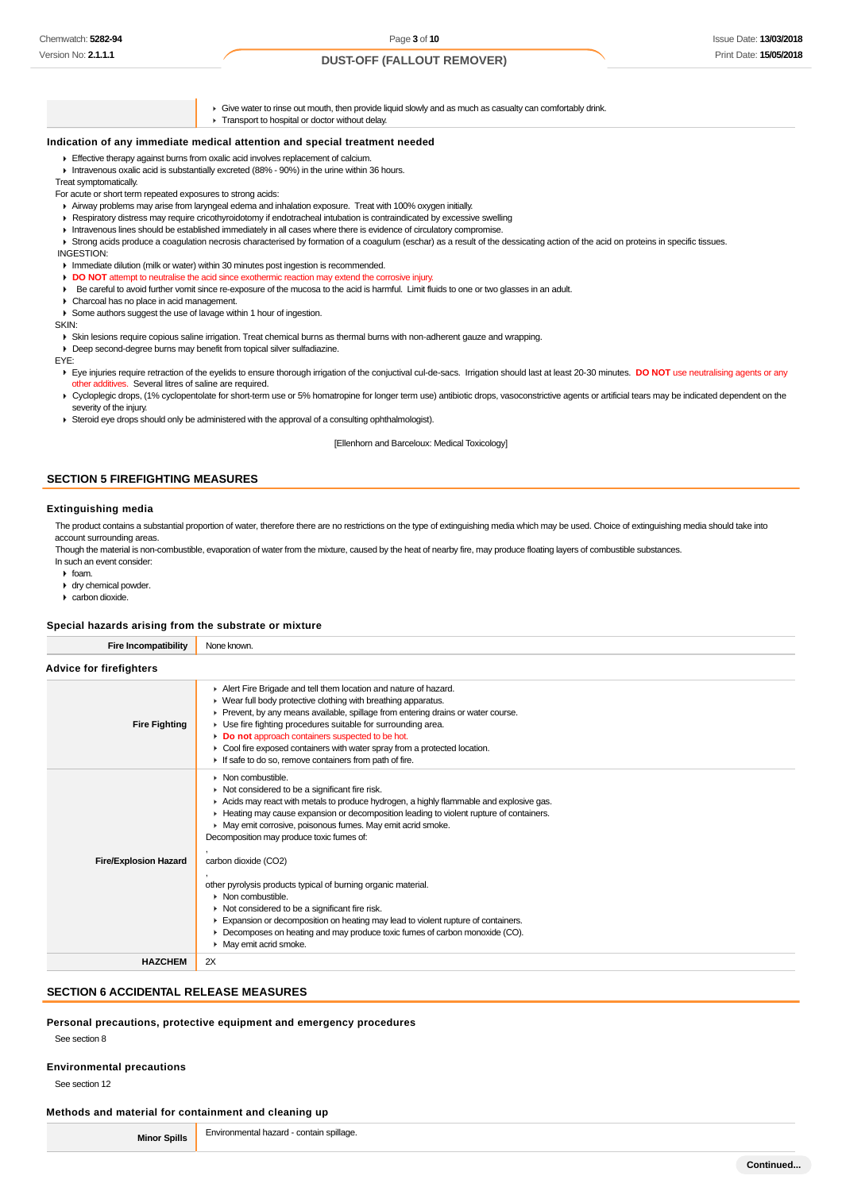| | |
|---|---|
| | - Give water to rinse out mouth, then provide liquid slowly and as much as casualty can comfortably drink.<br>- Transport to hospital or doctor without delay. |

### Indication of any immediate medical attention and special treatment needed

- Effective therapy against burns from oxalic acid involves replacement of calcium.
- Intravenous oxalic acid is substantially excreted (88% - 90%) in the urine within 36 hours.

Treat symptomatically.

For acute or short term repeated exposures to strong acids:

- Airway problems may arise from laryngeal edema and inhalation exposure. Treat with 100% oxygen initially.
- Respiratory distress may require cricothyroidotomy if endotracheal intubation is contraindicated by excessive swelling
- Intravenous lines should be established immediately in all cases where there is evidence of circulatory compromise.
- Strong acids produce a coagulation necrosis characterised by formation of a coagulum (eschar) as a result of the dessicating action of the acid on proteins in specific tissues.

INGESTION:

- Immediate dilution (milk or water) within 30 minutes post ingestion is recommended.
- **DO NOT** attempt to neutralise the acid since exothermic reaction may extend the corrosive injury.
- Be careful to avoid further vomit since re-exposure of the mucosa to the acid is harmful. Limit fluids to one or two glasses in an adult.
- Charcoal has no place in acid management.
- Some authors suggest the use of lavage within 1 hour of ingestion.

SKIN:

- Skin lesions require copious saline irrigation. Treat chemical burns as thermal burns with non-adherent gauze and wrapping.
- Deep second-degree burns may benefit from topical silver sulfadiazine.

EYE:

- Eye injuries require retraction of the eyelids to ensure thorough irrigation of the conjuctival cul-de-sacs. Irrigation should last at least 20-30 minutes. **DO NOT** use neutralising agents or any other additives. Several litres of saline are required.
- Cycloplegic drops, (1% cyclopentolate for short-term use or 5% homatropine for longer term use) antibiotic drops, vasoconstrictive agents or artificial tears may be indicated dependent on the severity of the injury.
- Steroid eye drops should only be administered with the approval of a consulting ophthalmologist).

[Ellenhorn and Barceloux: Medical Toxicology]

## SECTION 5 FIREFIGHTING MEASURES

### Extinguishing media

The product contains a substantial proportion of water, therefore there are no restrictions on the type of extinguishing media which may be used. Choice of extinguishing media should take into account surrounding areas.

Though the material is non-combustible, evaporation of water from the mixture, caused by the heat of nearby fire, may produce floating layers of combustible substances.

In such an event consider:

- foam.
- dry chemical powder.
- carbon dioxide.

### Special hazards arising from the substrate or mixture

| | |
|---|---|
| **Fire Incompatibility** | None known. |

### Advice for firefighters

| | |
|---|---|
| **Fire Fighting** | - Alert Fire Brigade and tell them location and nature of hazard.<br>- Wear full body protective clothing with breathing apparatus.<br>- Prevent, by any means available, spillage from entering drains or water course.<br>- Use fire fighting procedures suitable for surrounding area.<br>- **Do not** approach containers suspected to be hot.<br>- Cool fire exposed containers with water spray from a protected location.<br>- If safe to do so, remove containers from path of fire. |
| **Fire/Explosion Hazard** | - Non combustible.<br>- Not considered to be a significant fire risk.<br>- Acids may react with metals to produce hydrogen, a highly flammable and explosive gas.<br>- Heating may cause expansion or decomposition leading to violent rupture of containers.<br>- May emit corrosive, poisonous fumes. May emit acrid smoke.<br>Decomposition may produce toxic fumes of:<br>,<br>carbon dioxide ($CO_2$)<br>,<br>other pyrolysis products typical of burning organic material.<br>- Non combustible.<br>- Not considered to be a significant fire risk.<br>- Expansion or decomposition on heating may lead to violent rupture of containers.<br>- Decomposes on heating and may produce toxic fumes of carbon monoxide (CO).<br>- May emit acrid smoke. |
| **HAZCHEM** | 2X |

## SECTION 6 ACCIDENTAL RELEASE MEASURES

### Personal precautions, protective equipment and emergency procedures

See section 8

### Environmental precautions

See section 12

### Methods and material for containment and cleaning up

| | |
|---|---|
| **Minor Spills** | Environmental hazard - contain spillage. |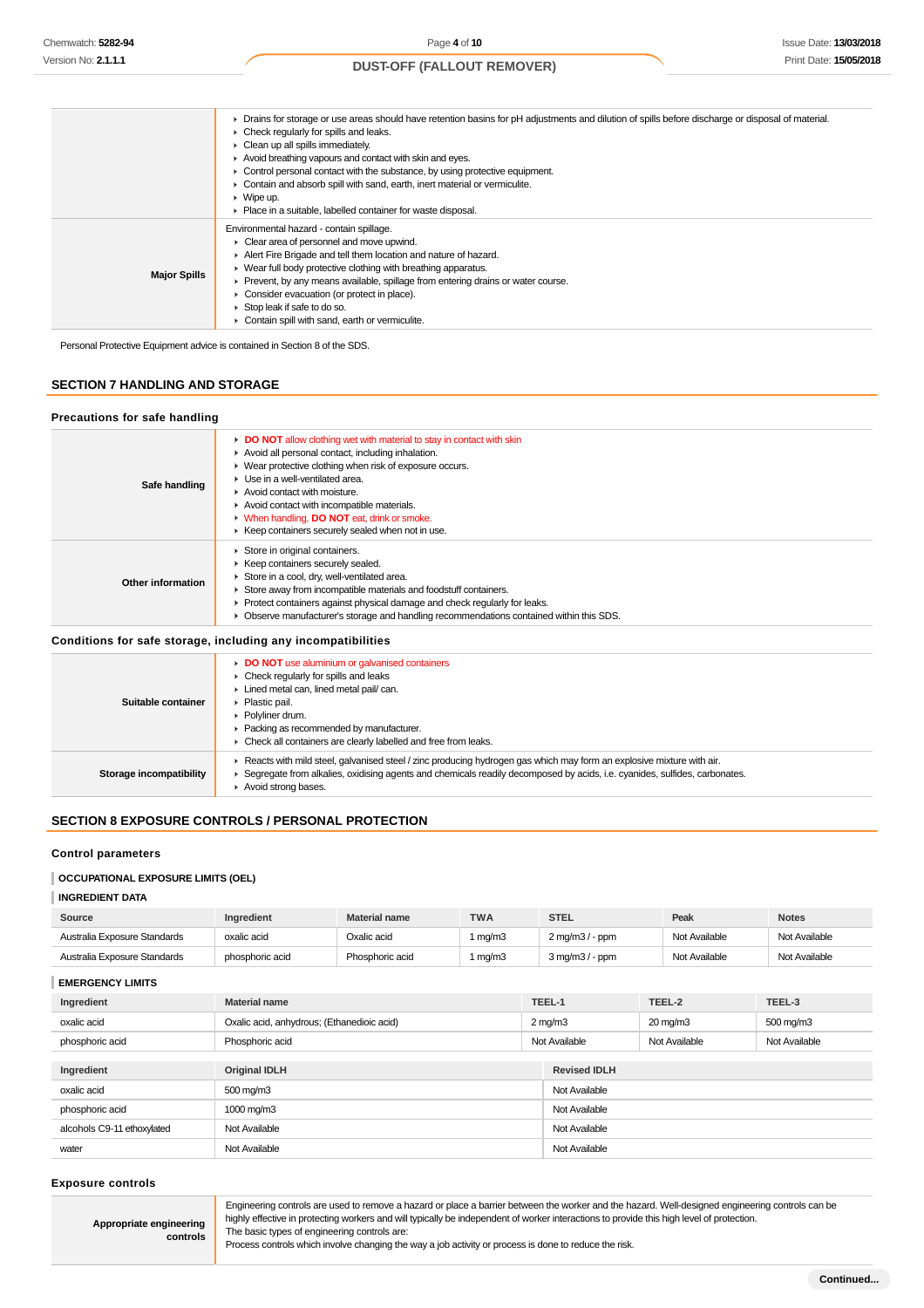| | |
|---|---|
| | ▸ Drains for storage or use areas should have retention basins for pH adjustments and dilution of spills before discharge or disposal of material.<br>▸ Check regularly for spills and leaks.<br>▸ Clean up all spills immediately.<br>▸ Avoid breathing vapours and contact with skin and eyes.<br>▸ Control personal contact with the substance, by using protective equipment.<br>▸ Contain and absorb spill with sand, earth, inert material or vermiculite.<br>▸ Wipe up.<br>▸ Place in a suitable, labelled container for waste disposal. |
| **Major Spills** | Environmental hazard - contain spillage.<br>▸ Clear area of personnel and move upwind.<br>▸ Alert Fire Brigade and tell them location and nature of hazard.<br>▸ Wear full body protective clothing with breathing apparatus.<br>▸ Prevent, by any means available, spillage from entering drains or water course.<br>▸ Consider evacuation (or protect in place).<br>▸ Stop leak if safe to do so.<br>▸ Contain spill with sand, earth or vermiculite. |

Personal Protective Equipment advice is contained in Section 8 of the SDS.

## SECTION 7 HANDLING AND STORAGE

### Precautions for safe handling

| | |
|---|---|
| **Safe handling** | ▸ **DO NOT** allow clothing wet with material to stay in contact with skin<br>▸ Avoid all personal contact, including inhalation.<br>▸ Wear protective clothing when risk of exposure occurs.<br>▸ Use in a well-ventilated area.<br>▸ Avoid contact with moisture.<br>▸ Avoid contact with incompatible materials.<br>▸ When handling, **DO NOT** eat, drink or smoke.<br>▸ Keep containers securely sealed when not in use. |
| **Other information** | ▸ Store in original containers.<br>▸ Keep containers securely sealed.<br>▸ Store in a cool, dry, well-ventilated area.<br>▸ Store away from incompatible materials and foodstuff containers.<br>▸ Protect containers against physical damage and check regularly for leaks.<br>▸ Observe manufacturer's storage and handling recommendations contained within this SDS. |

### Conditions for safe storage, including any incompatibilities

| | |
|---|---|
| **Suitable container** | ▸ **DO NOT** use aluminium or galvanised containers<br>▸ Check regularly for spills and leaks<br>▸ Lined metal can, lined metal pail/ can.<br>▸ Plastic pail.<br>▸ Polyliner drum.<br>▸ Packing as recommended by manufacturer.<br>▸ Check all containers are clearly labelled and free from leaks. |
| **Storage incompatibility** | ▸ Reacts with mild steel, galvanised steel / zinc producing hydrogen gas which may form an explosive mixture with air.<br>▸ Segregate from alkalies, oxidising agents and chemicals readily decomposed by acids, i.e. cyanides, sulfides, carbonates.<br>▸ Avoid strong bases. |

## SECTION 8 EXPOSURE CONTROLS / PERSONAL PROTECTION

### Control parameters

**OCCUPATIONAL EXPOSURE LIMITS (OEL)**

**INGREDIENT DATA**

| Source | Ingredient | Material name | TWA | STEL | Peak | Notes |
|---|---|---|---|---|---|---|
| Australia Exposure Standards | oxalic acid | Oxalic acid | 1 mg/m3 | 2 mg/m3 / - ppm | Not Available | Not Available |
| Australia Exposure Standards | phosphoric acid | Phosphoric acid | 1 mg/m3 | 3 mg/m3 / - ppm | Not Available | Not Available |

**EMERGENCY LIMITS**

| Ingredient | Material name | TEEL-1 | TEEL-2 | TEEL-3 |
|---|---|---|---|---|
| oxalic acid | Oxalic acid, anhydrous; (Ethanedioic acid) | 2 mg/m3 | 20 mg/m3 | 500 mg/m3 |
| phosphoric acid | Phosphoric acid | Not Available | Not Available | Not Available |

| Ingredient | Original IDLH | Revised IDLH |
|---|---|---|
| oxalic acid | 500 mg/m3 | Not Available |
| phosphoric acid | 1000 mg/m3 | Not Available |
| alcohols C9-11 ethoxylated | Not Available | Not Available |
| water | Not Available | Not Available |

### Exposure controls

| | |
|---|---|
| **Appropriate engineering controls** | Engineering controls are used to remove a hazard or place a barrier between the worker and the hazard. Well-designed engineering controls can be highly effective in protecting workers and will typically be independent of worker interactions to provide this high level of protection.<br>The basic types of engineering controls are:<br>Process controls which involve changing the way a job activity or process is done to reduce the risk. |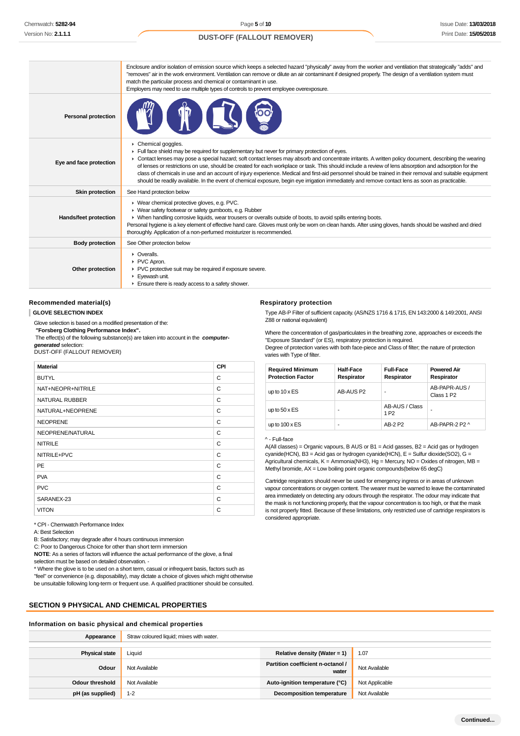| | |
|---|---|
| | Enclosure and/or isolation of emission source which keeps a selected hazard "physically" away from the worker and ventilation that strategically "adds" and "removes" air in the work environment. Ventilation can remove or dilute an air contaminant if designed properly. The design of a ventilation system must match the particular process and chemical or contaminant in use.<br>Employers may need to use multiple types of controls to prevent employee overexposure. |
| **Personal protection** | |
| **Eye and face protection** | ▸ Chemical goggles.<br>▸ Full face shield may be required for supplementary but never for primary protection of eyes.<br>▸ Contact lenses may pose a special hazard; soft contact lenses may absorb and concentrate irritants. A written policy document, describing the wearing of lenses or restrictions on use, should be created for each workplace or task. This should include a review of lens absorption and adsorption for the class of chemicals in use and an account of injury experience. Medical and first-aid personnel should be trained in their removal and suitable equipment should be readily available. In the event of chemical exposure, begin eye irrigation immediately and remove contact lens as soon as practicable. |
| **Skin protection** | See Hand protection below |
| **Hands/feet protection** | ▸ Wear chemical protective gloves, e.g. PVC.<br>▸ Wear safety footwear or safety gumboots, e.g. Rubber<br>▸ When handling corrosive liquids, wear trousers or overalls outside of boots, to avoid spills entering boots.<br>Personal hygiene is a key element of effective hand care. Gloves must only be worn on clean hands. After using gloves, hands should be washed and dried thoroughly. Application of a non-perfumed moisturizer is recommended. |
| **Body protection** | See Other protection below |
| **Other protection** | ▸ Overalls.<br>▸ PVC Apron.<br>▸ PVC protective suit may be required if exposure severe.<br>▸ Eyewash unit.<br>▸ Ensure there is ready access to a safety shower. |

### Recommended material(s)

**GLOVE SELECTION INDEX**

Glove selection is based on a modified presentation of the:
**"Forsberg Clothing Performance Index".**
The effect(s) of the following substance(s) are taken into account in the ***computer-generated*** selection:
DUST-OFF (FALLOUT REMOVER)

| Material | CPI |
|---|---|
| BUTYL | C |
| NAT+NEOPR+NITRILE | C |
| NATURAL RUBBER | C |
| NATURAL+NEOPRENE | C |
| NEOPRENE | C |
| NEOPRENE/NATURAL | C |
| NITRILE | C |
| NITRILE+PVC | C |
| PE | C |
| PVA | C |
| PVC | C |
| SARANEX-23 | C |
| VITON | C |

\* CPI - Chemwatch Performance Index
A: Best Selection
B: Satisfactory; may degrade after 4 hours continuous immersion
C: Poor to Dangerous Choice for other than short term immersion
**NOTE**: As a series of factors will influence the actual performance of the glove, a final selection must be based on detailed observation. -
\* Where the glove is to be used on a short term, casual or infrequent basis, factors such as "feel" or convenience (e.g. disposability), may dictate a choice of gloves which might otherwise be unsuitable following long-term or frequent use. A qualified practitioner should be consulted.

### Respiratory protection

Type AB-P Filter of sufficient capacity. (AS/NZS 1716 & 1715, EN 143:2000 & 149:2001, ANSI Z88 or national equivalent)

Where the concentration of gas/particulates in the breathing zone, approaches or exceeds the "Exposure Standard" (or ES), respiratory protection is required.
Degree of protection varies with both face-piece and Class of filter; the nature of protection varies with Type of filter.

| Required Minimum Protection Factor | Half-Face Respirator | Full-Face Respirator | Powered Air Respirator |
|---|---|---|---|
| up to 10 x ES | AB-AUS P2 | - | AB-PAPR-AUS / Class 1 P2 |
| up to 50 x ES | - | AB-AUS / Class 1 P2 | - |
| up to 100 x ES | - | AB-2 P2 | AB-PAPR-2 P2 ^ |

^ - Full-face
A(All classes) = Organic vapours, B AUS or B1 = Acid gasses, B2 = Acid gas or hydrogen cyanide(HCN), B3 = Acid gas or hydrogen cyanide(HCN), E = Sulfur dioxide(SO2), G = Agricultural chemicals, K = Ammonia(NH3), Hg = Mercury, NO = Oxides of nitrogen, MB = Methyl bromide, AX = Low boiling point organic compounds(below 65 degC)

Cartridge respirators should never be used for emergency ingress or in areas of unknown vapour concentrations or oxygen content. The wearer must be warned to leave the contaminated area immediately on detecting any odours through the respirator. The odour may indicate that the mask is not functioning properly, that the vapour concentration is too high, or that the mask is not properly fitted. Because of these limitations, only restricted use of cartridge respirators is considered appropriate.

## SECTION 9 PHYSICAL AND CHEMICAL PROPERTIES

### Information on basic physical and chemical properties

| | | | |
|---|---|---|---|
| **Appearance** | Straw coloured liquid; mixes with water. | | |
| **Physical state** | Liquid | **Relative density (Water = 1)** | 1.07 |
| **Odour** | Not Available | **Partition coefficient n-octanol / water** | Not Available |
| **Odour threshold** | Not Available | **Auto-ignition temperature (°C)** | Not Applicable |
| **pH (as supplied)** | 1-2 | **Decomposition temperature** | Not Available |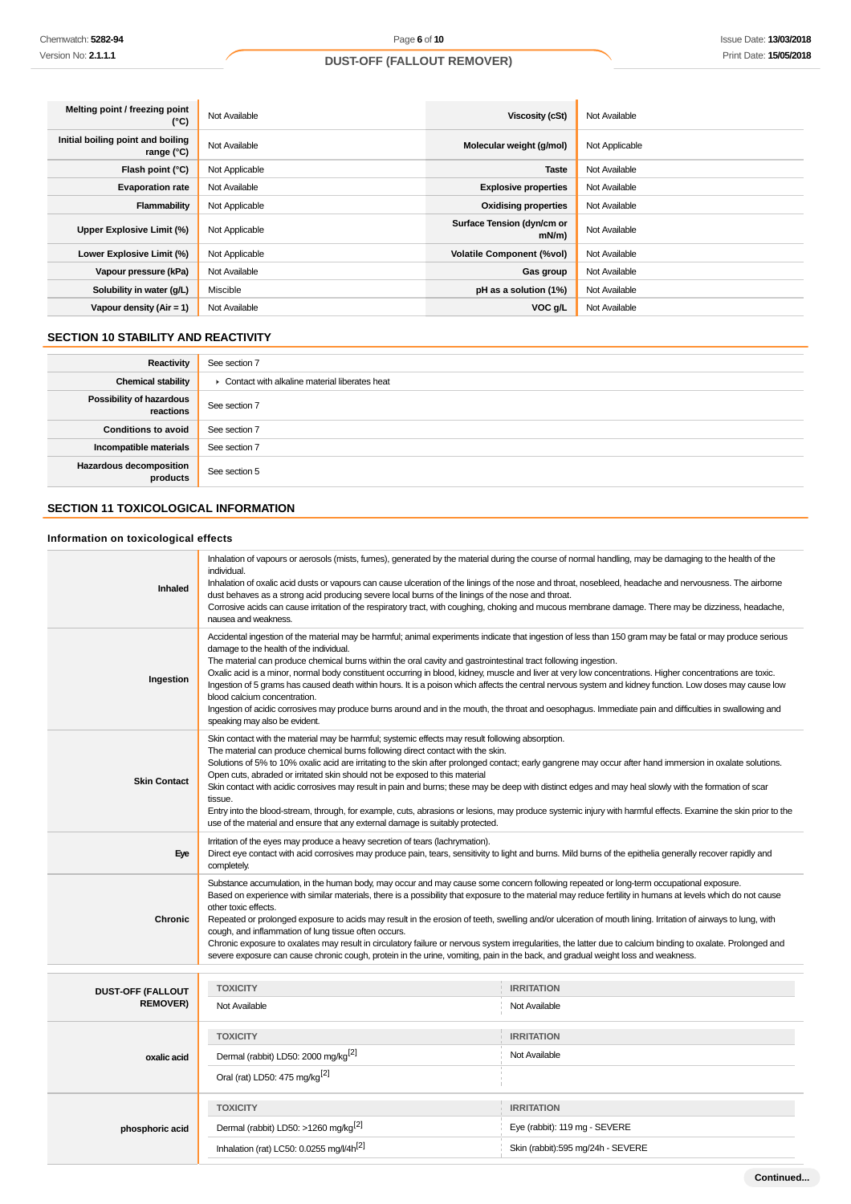| Melting point / freezing point (°C) | Not Available | Viscosity (cSt) | Not Available |
|---|---|---|---|
| Initial boiling point and boiling range (°C) | Not Available | Molecular weight (g/mol) | Not Applicable |
| Flash point (°C) | Not Applicable | Taste | Not Available |
| Evaporation rate | Not Available | Explosive properties | Not Available |
| Flammability | Not Applicable | Oxidising properties | Not Available |
| Upper Explosive Limit (%) | Not Applicable | Surface Tension (dyn/cm or mN/m) | Not Available |
| Lower Explosive Limit (%) | Not Applicable | Volatile Component (%vol) | Not Available |
| Vapour pressure (kPa) | Not Available | Gas group | Not Available |
| Solubility in water (g/L) | Miscible | pH as a solution (1%) | Not Available |
| Vapour density (Air = 1) | Not Available | VOC g/L | Not Available |

## SECTION 10 STABILITY AND REACTIVITY

| | |
|---|---|
| Reactivity | See section 7 |
| Chemical stability | ‣ Contact with alkaline material liberates heat |
| Possibility of hazardous reactions | See section 7 |
| Conditions to avoid | See section 7 |
| Incompatible materials | See section 7 |
| Hazardous decomposition products | See section 5 |

## SECTION 11 TOXICOLOGICAL INFORMATION

### Information on toxicological effects

| | |
|---|---|
| Inhaled | Inhalation of vapours or aerosols (mists, fumes), generated by the material during the course of normal handling, may be damaging to the health of the individual.<br>Inhalation of oxalic acid dusts or vapours can cause ulceration of the linings of the nose and throat, nosebleed, headache and nervousness. The airborne dust behaves as a strong acid producing severe local burns of the linings of the nose and throat.<br>Corrosive acids can cause irritation of the respiratory tract, with coughing, choking and mucous membrane damage. There may be dizziness, headache, nausea and weakness. |
| Ingestion | Accidental ingestion of the material may be harmful; animal experiments indicate that ingestion of less than 150 gram may be fatal or may produce serious damage to the health of the individual.<br>The material can produce chemical burns within the oral cavity and gastrointestinal tract following ingestion.<br>Oxalic acid is a minor, normal body constituent occurring in blood, kidney, muscle and liver at very low concentrations. Higher concentrations are toxic. Ingestion of 5 grams has caused death within hours. It is a poison which affects the central nervous system and kidney function. Low doses may cause low blood calcium concentration.<br>Ingestion of acidic corrosives may produce burns around and in the mouth, the throat and oesophagus. Immediate pain and difficulties in swallowing and speaking may also be evident. |
| Skin Contact | Skin contact with the material may be harmful; systemic effects may result following absorption.<br>The material can produce chemical burns following direct contact with the skin.<br>Solutions of 5% to 10% oxalic acid are irritating to the skin after prolonged contact; early gangrene may occur after hand immersion in oxalate solutions.<br>Open cuts, abraded or irritated skin should not be exposed to this material<br>Skin contact with acidic corrosives may result in pain and burns; these may be deep with distinct edges and may heal slowly with the formation of scar tissue.<br>Entry into the blood-stream, through, for example, cuts, abrasions or lesions, may produce systemic injury with harmful effects. Examine the skin prior to the use of the material and ensure that any external damage is suitably protected. |
| Eye | Irritation of the eyes may produce a heavy secretion of tears (lachrymation).<br>Direct eye contact with acid corrosives may produce pain, tears, sensitivity to light and burns. Mild burns of the epithelia generally recover rapidly and completely. |
| Chronic | Substance accumulation, in the human body, may occur and may cause some concern following repeated or long-term occupational exposure.<br>Based on experience with similar materials, there is a possibility that exposure to the material may reduce fertility in humans at levels which do not cause other toxic effects.<br>Repeated or prolonged exposure to acids may result in the erosion of teeth, swelling and/or ulceration of mouth lining. Irritation of airways to lung, with cough, and inflammation of lung tissue often occurs.<br>Chronic exposure to oxalates may result in circulatory failure or nervous system irregularities, the latter due to calcium binding to oxalate. Prolonged and severe exposure can cause chronic cough, protein in the urine, vomiting, pain in the back, and gradual weight loss and weakness. |

| | TOXICITY | IRRITATION |
|---|---|---|
| DUST-OFF (FALLOUT REMOVER) | Not Available | Not Available |
| oxalic acid | Dermal (rabbit) LD50: 2000 mg/kg[2] | Not Available |
| | Oral (rat) LD50: 475 mg/kg[2] | |
| phosphoric acid | Dermal (rabbit) LD50: >1260 mg/kg[2] | Eye (rabbit): 119 mg - SEVERE |
| | Inhalation (rat) LC50: 0.0255 mg/l/4h[2] | Skin (rabbit):595 mg/24h - SEVERE |

Continued...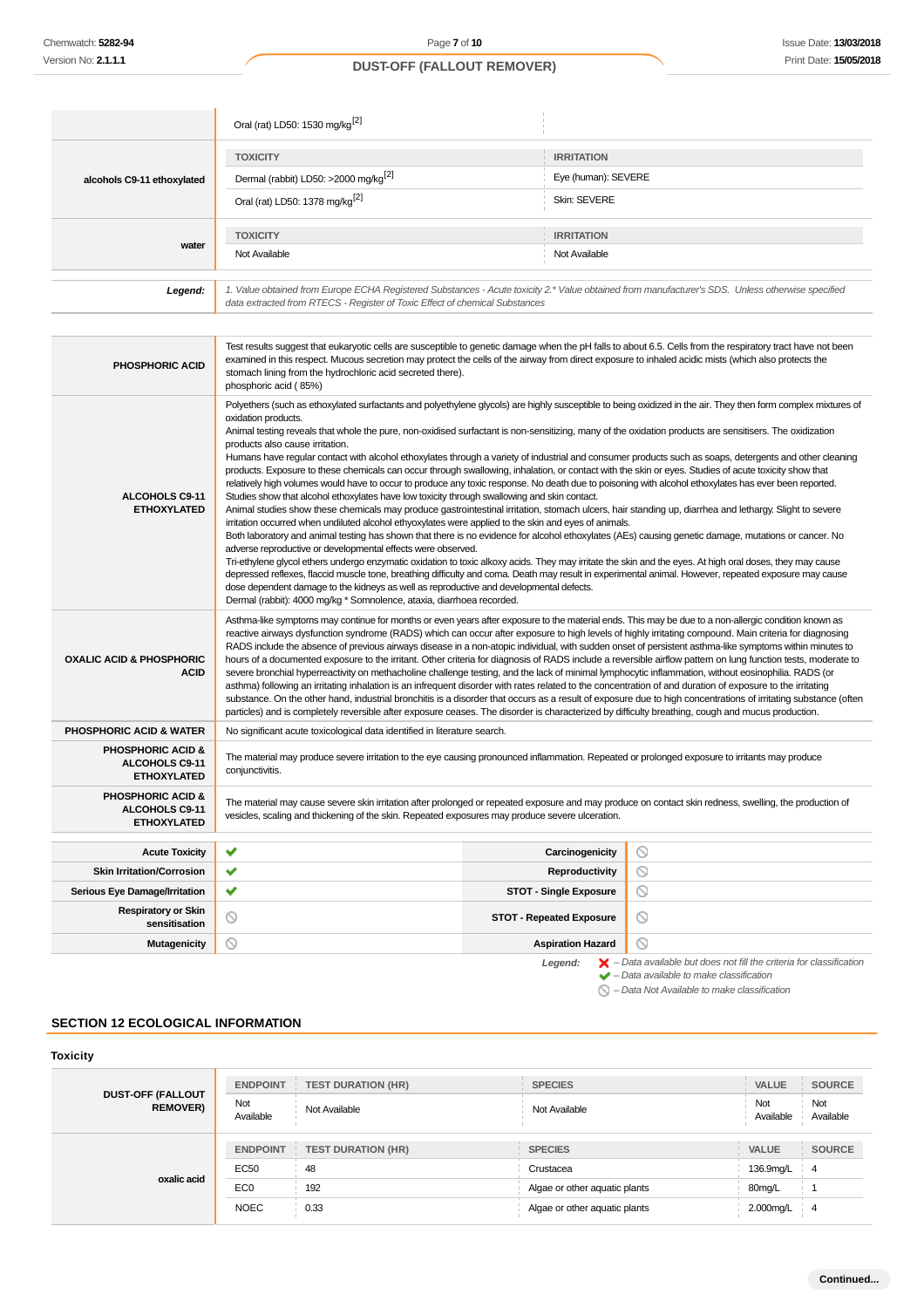| | | |
|---|---|---|
| | Oral (rat) LD50: 1530 mg/kg[2] | |
| alcohols C9-11 ethoxylated | **TOXICITY** | **IRRITATION** |
| | Dermal (rabbit) LD50: >2000 mg/kg[2] | Eye (human): SEVERE |
| | Oral (rat) LD50: 1378 mg/kg[2] | Skin: SEVERE |
| water | **TOXICITY** | **IRRITATION** |
| | Not Available | Not Available |

| | |
|---|---|
| ***Legend:*** | *1. Value obtained from Europe ECHA Registered Substances - Acute toxicity 2.* Value obtained from manufacturer's SDS. Unless otherwise specified data extracted from RTECS - Register of Toxic Effect of chemical Substances* |

| | |
|---|---|
| **PHOSPHORIC ACID** | Test results suggest that eukaryotic cells are susceptible to genetic damage when the pH falls to about 6.5. Cells from the respiratory tract have not been examined in this respect. Mucous secretion may protect the cells of the airway from direct exposure to inhaled acidic mists (which also protects the stomach lining from the hydrochloric acid secreted there).<br>phosphoric acid ( 85%) |
| **ALCOHOLS C9-11 ETHOXYLATED** | Polyethers (such as ethoxylated surfactants and polyethylene glycols) are highly susceptible to being oxidized in the air. They then form complex mixtures of oxidation products.<br>Animal testing reveals that whole the pure, non-oxidised surfactant is non-sensitizing, many of the oxidation products are sensitisers. The oxidization products also cause irritation.<br>Humans have regular contact with alcohol ethoxylates through a variety of industrial and consumer products such as soaps, detergents and other cleaning products. Exposure to these chemicals can occur through swallowing, inhalation, or contact with the skin or eyes. Studies of acute toxicity show that relatively high volumes would have to occur to produce any toxic response. No death due to poisoning with alcohol ethoxylates has ever been reported. Studies show that alcohol ethoxylates have low toxicity through swallowing and skin contact.<br>Animal studies show these chemicals may produce gastrointestinal irritation, stomach ulcers, hair standing up, diarrhea and lethargy. Slight to severe irritation occurred when undiluted alcohol ethyoxylates were applied to the skin and eyes of animals.<br>Both laboratory and animal testing has shown that there is no evidence for alcohol ethoxylates (AEs) causing genetic damage, mutations or cancer. No adverse reproductive or developmental effects were observed.<br>Tri-ethylene glycol ethers undergo enzymatic oxidation to toxic alkoxy acids. They may irritate the skin and the eyes. At high oral doses, they may cause depressed reflexes, flaccid muscle tone, breathing difficulty and coma. Death may result in experimental animal. However, repeated exposure may cause dose dependent damage to the kidneys as well as reproductive and developmental defects.<br>Dermal (rabbit): 4000 mg/kg * Somnolence, ataxia, diarrhoea recorded. |
| **OXALIC ACID & PHOSPHORIC ACID** | Asthma-like symptoms may continue for months or even years after exposure to the material ends. This may be due to a non-allergic condition known as reactive airways dysfunction syndrome (RADS) which can occur after exposure to high levels of highly irritating compound. Main criteria for diagnosing RADS include the absence of previous airways disease in a non-atopic individual, with sudden onset of persistent asthma-like symptoms within minutes to hours of a documented exposure to the irritant. Other criteria for diagnosis of RADS include a reversible airflow pattern on lung function tests, moderate to severe bronchial hyperreactivity on methacholine challenge testing, and the lack of minimal lymphocytic inflammation, without eosinophilia. RADS (or asthma) following an irritating inhalation is an infrequent disorder with rates related to the concentration of and duration of exposure to the irritating substance. On the other hand, industrial bronchitis is a disorder that occurs as a result of exposure due to high concentrations of irritating substance (often particles) and is completely reversible after exposure ceases. The disorder is characterized by difficulty breathing, cough and mucus production. |
| **PHOSPHORIC ACID & WATER** | No significant acute toxicological data identified in literature search. |
| **PHOSPHORIC ACID & ALCOHOLS C9-11 ETHOXYLATED** | The material may produce severe irritation to the eye causing pronounced inflammation. Repeated or prolonged exposure to irritants may produce conjunctivitis. |
| **PHOSPHORIC ACID & ALCOHOLS C9-11 ETHOXYLATED** | The material may cause severe skin irritation after prolonged or repeated exposure and may produce on contact skin redness, swelling, the production of vesicles, scaling and thickening of the skin. Repeated exposures may produce severe ulceration. |

| | | | |
|---|---|---|---|
| **Acute Toxicity** | ✔ | **Carcinogenicity** | ⃠ |
| **Skin Irritation/Corrosion** | ✔ | **Reproductivity** | ⃠ |
| **Serious Eye Damage/Irritation** | ✔ | **STOT - Single Exposure** | ⃠ |
| **Respiratory or Skin sensitisation** | ⃠ | **STOT - Repeated Exposure** | ⃠ |
| **Mutagenicity** | ⃠ | **Aspiration Hazard** | ⃠ |

***Legend:***
✘ *– Data available but does not fill the criteria for classification*
✔ *– Data available to make classification*
⃠ *– Data Not Available to make classification*

## SECTION 12 ECOLOGICAL INFORMATION

### Toxicity

| | ENDPOINT | TEST DURATION (HR) | SPECIES | VALUE | SOURCE |
|---|---|---|---|---|---|
| **DUST-OFF (FALLOUT REMOVER)** | Not Available | Not Available | Not Available | Not Available | Not Available |
| **oxalic acid** | **ENDPOINT** | **TEST DURATION (HR)** | **SPECIES** | **VALUE** | **SOURCE** |
| | EC50 | 48 | Crustacea | 136.9mg/L | 4 |
| | EC0 | 192 | Algae or other aquatic plants | 80mg/L | 1 |
| | NOEC | 0.33 | Algae or other aquatic plants | 2.000mg/L | 4 |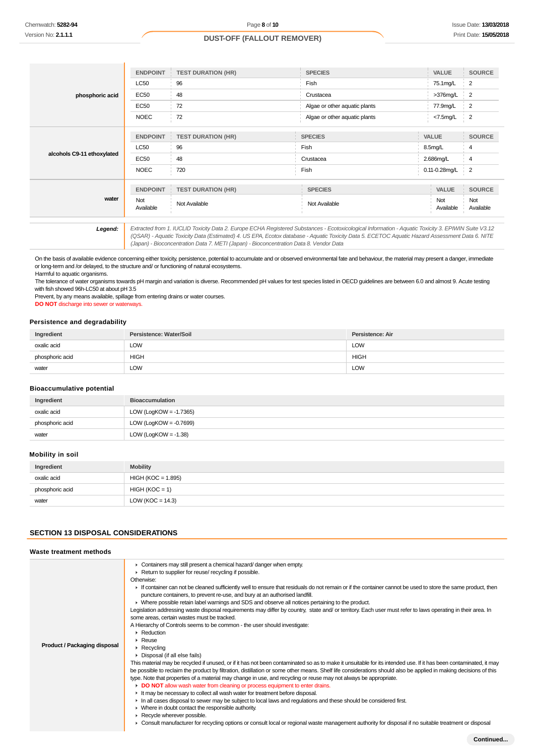| | ENDPOINT | TEST DURATION (HR) | SPECIES | VALUE | SOURCE |
|---|---|---|---|---|---|
| **phosphoric acid** | LC50 | 96 | Fish | 75.1mg/L | 2 |
| | EC50 | 48 | Crustacea | >376mg/L | 2 |
| | EC50 | 72 | Algae or other aquatic plants | 77.9mg/L | 2 |
| | NOEC | 72 | Algae or other aquatic plants | <7.5mg/L | 2 |

| | ENDPOINT | TEST DURATION (HR) | SPECIES | VALUE | SOURCE |
|---|---|---|---|---|---|
| **alcohols C9-11 ethoxylated** | LC50 | 96 | Fish | 8.5mg/L | 4 |
| | EC50 | 48 | Crustacea | 2.686mg/L | 4 |
| | NOEC | 720 | Fish | 0.11-0.28mg/L | 2 |

| | ENDPOINT | TEST DURATION (HR) | SPECIES | VALUE | SOURCE |
|---|---|---|---|---|---|
| **water** | Not Available | Not Available | Not Available | Not Available | Not Available |

***Legend:*** *Extracted from 1. IUCLID Toxicity Data 2. Europe ECHA Registered Substances - Ecotoxicological Information - Aquatic Toxicity 3. EPIWIN Suite V3.12 (QSAR) - Aquatic Toxicity Data (Estimated) 4. US EPA, Ecotox database - Aquatic Toxicity Data 5. ECETOC Aquatic Hazard Assessment Data 6. NITE (Japan) - Bioconcentration Data 7. METI (Japan) - Bioconcentration Data 8. Vendor Data*

On the basis of available evidence concerning either toxicity, persistence, potential to accumulate and or observed environmental fate and behaviour, the material may present a danger, immediate or long-term and /or delayed, to the structure and/ or functioning of natural ecosystems.
Harmful to aquatic organisms.
The tolerance of water organisms towards pH margin and variation is diverse. Recommended pH values for test species listed in OECD guidelines are between 6.0 and almost 9. Acute testing with fish showed 96h-LC50 at about pH 3.5
Prevent, by any means available, spillage from entering drains or water courses.
**DO NOT** discharge into sewer or waterways.

### Persistence and degradability

| Ingredient | Persistence: Water/Soil | Persistence: Air |
|---|---|---|
| oxalic acid | LOW | LOW |
| phosphoric acid | HIGH | HIGH |
| water | LOW | LOW |

### Bioaccumulative potential

| Ingredient | Bioaccumulation |
|---|---|
| oxalic acid | LOW (LogKOW = -1.7365) |
| phosphoric acid | LOW (LogKOW = -0.7699) |
| water | LOW (LogKOW = -1.38) |

### Mobility in soil

| Ingredient | Mobility |
|---|---|
| oxalic acid | HIGH (KOC = 1.895) |
| phosphoric acid | HIGH (KOC = 1) |
| water | LOW (KOC = 14.3) |

## SECTION 13 DISPOSAL CONSIDERATIONS

### Waste treatment methods

**Product / Packaging disposal**

- Containers may still present a chemical hazard/ danger when empty.
- Return to supplier for reuse/ recycling if possible.

Otherwise:

- If container can not be cleaned sufficiently well to ensure that residuals do not remain or if the container cannot be used to store the same product, then puncture containers, to prevent re-use, and bury at an authorised landfill.
- Where possible retain label warnings and SDS and observe all notices pertaining to the product.

Legislation addressing waste disposal requirements may differ by country, state and/ or territory. Each user must refer to laws operating in their area. In some areas, certain wastes must be tracked.
A Hierarchy of Controls seems to be common - the user should investigate:

- Reduction
- Reuse
- Recycling
- Disposal (if all else fails)

This material may be recycled if unused, or if it has not been contaminated so as to make it unsuitable for its intended use. If it has been contaminated, it may be possible to reclaim the product by filtration, distillation or some other means. Shelf life considerations should also be applied in making decisions of this type. Note that properties of a material may change in use, and recycling or reuse may not always be appropriate.

- **DO NOT** allow wash water from cleaning or process equipment to enter drains.
- It may be necessary to collect all wash water for treatment before disposal.
- In all cases disposal to sewer may be subject to local laws and regulations and these should be considered first.
- Where in doubt contact the responsible authority.
- Recycle wherever possible.
- Consult manufacturer for recycling options or consult local or regional waste management authority for disposal if no suitable treatment or disposal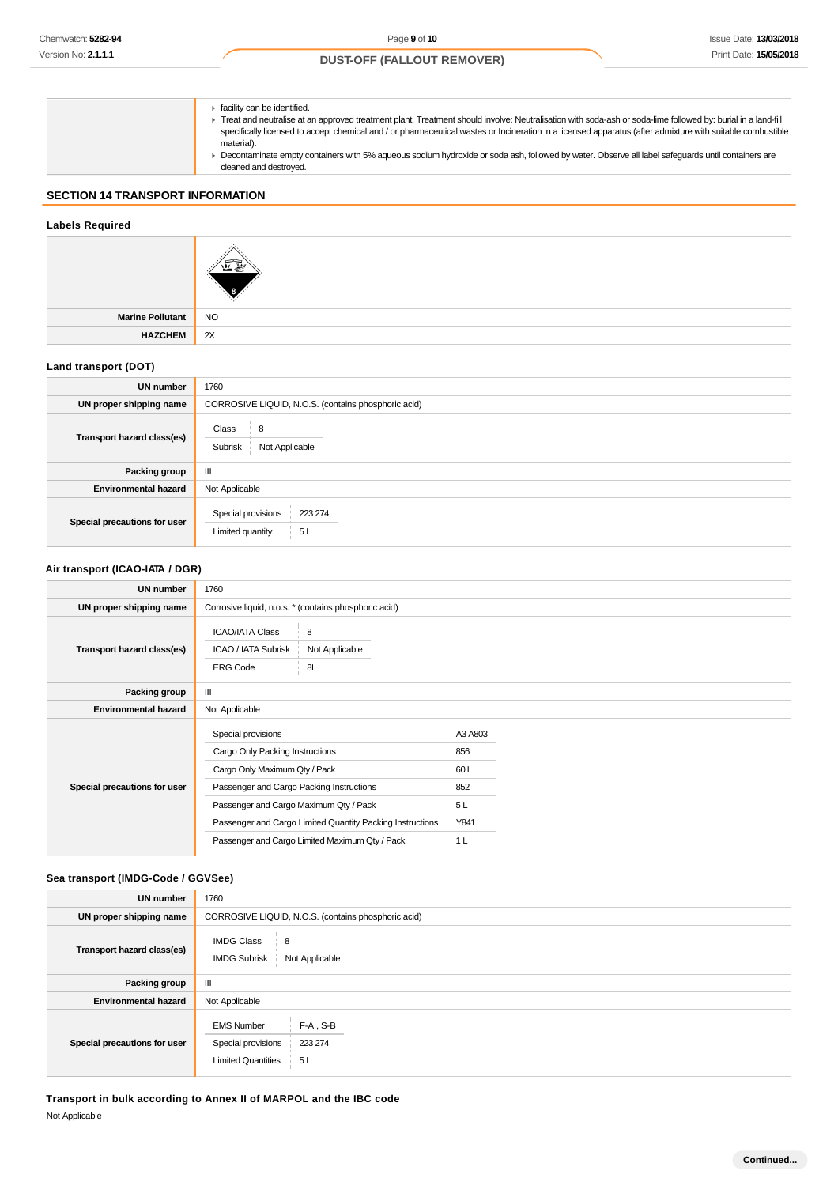| | |
|---|---|
| | - facility can be identified.<br>- Treat and neutralise at an approved treatment plant. Treatment should involve: Neutralisation with soda-ash or soda-lime followed by: burial in a land-fill specifically licensed to accept chemical and / or pharmaceutical wastes or Incineration in a licensed apparatus (after admixture with suitable combustible material).<br>- Decontaminate empty containers with 5% aqueous sodium hydroxide or soda ash, followed by water. Observe all label safeguards until containers are cleaned and destroyed. |

## SECTION 14 TRANSPORT INFORMATION

### Labels Required

| | |
|---|---|
| | |
| **Marine Pollutant** | NO |
| **HAZCHEM** | 2X |

### Land transport (DOT)

| | |
|---|---|
| **UN number** | 1760 |
| **UN proper shipping name** | CORROSIVE LIQUID, N.O.S. (contains phosphoric acid) |
| **Transport hazard class(es)** | Class: 8<br>Subrisk: Not Applicable |
| **Packing group** | III |
| **Environmental hazard** | Not Applicable |
| **Special precautions for user** | Special provisions: 223 274<br>Limited quantity: 5 L |

### Air transport (ICAO-IATA / DGR)

| | |
|---|---|
| **UN number** | 1760 |
| **UN proper shipping name** | Corrosive liquid, n.o.s. * (contains phosphoric acid) |
| **Transport hazard class(es)** | ICAO/IATA Class: 8<br>ICAO / IATA Subrisk: Not Applicable<br>ERG Code: 8L |
| **Packing group** | III |
| **Environmental hazard** | Not Applicable |
| **Special precautions for user** | Special provisions: A3 A803<br>Cargo Only Packing Instructions: 856<br>Cargo Only Maximum Qty / Pack: 60 L<br>Passenger and Cargo Packing Instructions: 852<br>Passenger and Cargo Maximum Qty / Pack: 5 L<br>Passenger and Cargo Limited Quantity Packing Instructions: Y841<br>Passenger and Cargo Limited Maximum Qty / Pack: 1 L |

### Sea transport (IMDG-Code / GGVSee)

| | |
|---|---|
| **UN number** | 1760 |
| **UN proper shipping name** | CORROSIVE LIQUID, N.O.S. (contains phosphoric acid) |
| **Transport hazard class(es)** | IMDG Class: 8<br>IMDG Subrisk: Not Applicable |
| **Packing group** | III |
| **Environmental hazard** | Not Applicable |
| **Special precautions for user** | EMS Number: F-A , S-B<br>Special provisions: 223 274<br>Limited Quantities: 5 L |

### Transport in bulk according to Annex II of MARPOL and the IBC code

Not Applicable

Continued...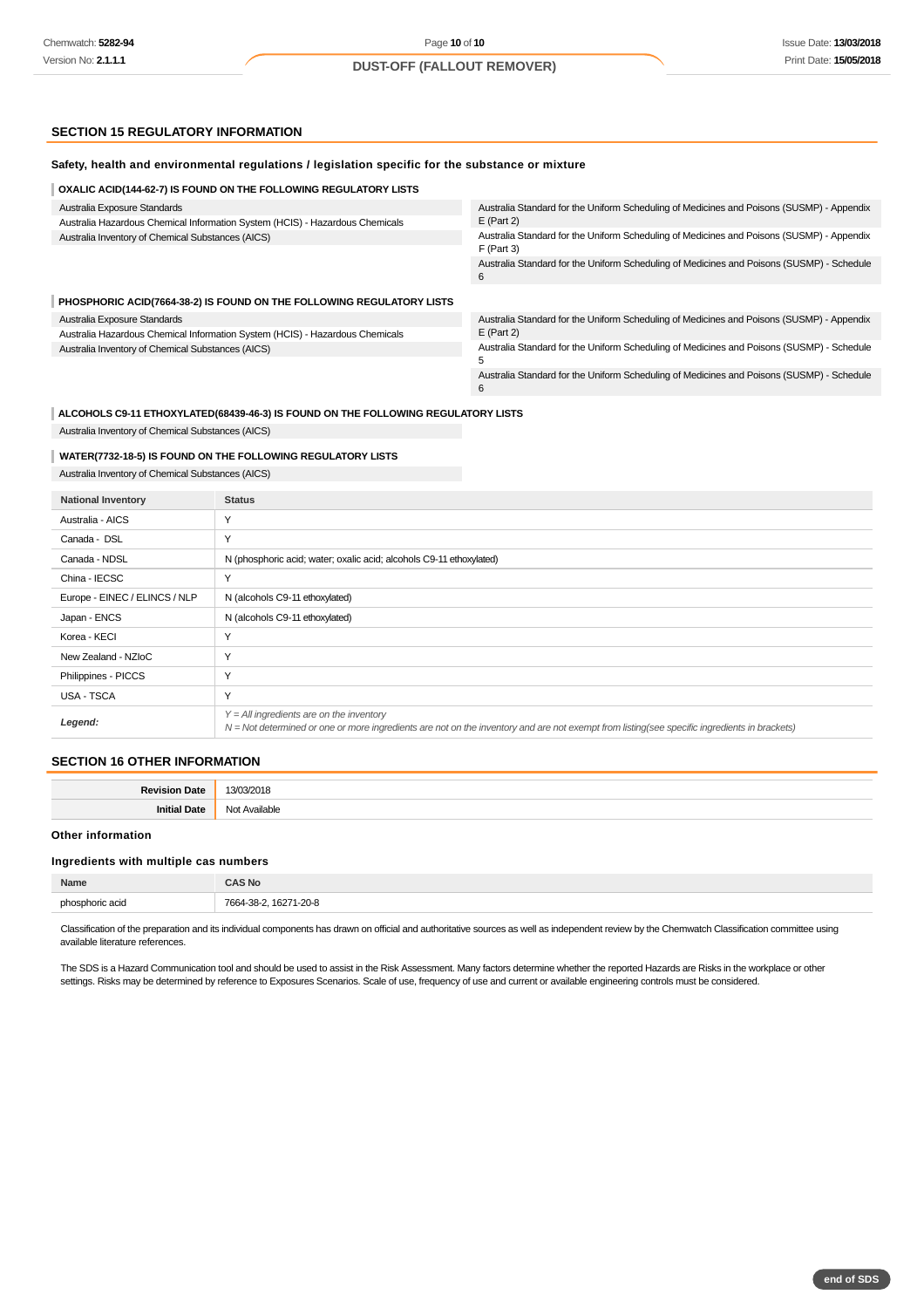## SECTION 15 REGULATORY INFORMATION

### Safety, health and environmental regulations / legislation specific for the substance or mixture

**OXALIC ACID(144-62-7) IS FOUND ON THE FOLLOWING REGULATORY LISTS**

| | |
|---|---|
| Australia Exposure Standards | Australia Standard for the Uniform Scheduling of Medicines and Poisons (SUSMP) - Appendix E (Part 2) |
| Australia Hazardous Chemical Information System (HCIS) - Hazardous Chemicals | Australia Standard for the Uniform Scheduling of Medicines and Poisons (SUSMP) - Appendix F (Part 3) |
| Australia Inventory of Chemical Substances (AICS) | Australia Standard for the Uniform Scheduling of Medicines and Poisons (SUSMP) - Schedule 6 |

**PHOSPHORIC ACID(7664-38-2) IS FOUND ON THE FOLLOWING REGULATORY LISTS**

| | |
|---|---|
| Australia Exposure Standards | Australia Standard for the Uniform Scheduling of Medicines and Poisons (SUSMP) - Appendix E (Part 2) |
| Australia Hazardous Chemical Information System (HCIS) - Hazardous Chemicals | Australia Standard for the Uniform Scheduling of Medicines and Poisons (SUSMP) - Schedule 5 |
| Australia Inventory of Chemical Substances (AICS) | Australia Standard for the Uniform Scheduling of Medicines and Poisons (SUSMP) - Schedule 6 |

**ALCOHOLS C9-11 ETHOXYLATED(68439-46-3) IS FOUND ON THE FOLLOWING REGULATORY LISTS**

Australia Inventory of Chemical Substances (AICS)

**WATER(7732-18-5) IS FOUND ON THE FOLLOWING REGULATORY LISTS**

Australia Inventory of Chemical Substances (AICS)

| National Inventory | Status |
|---|---|
| Australia - AICS | Y |
| Canada - DSL | Y |
| Canada - NDSL | N (phosphoric acid; water; oxalic acid; alcohols C9-11 ethoxylated) |
| China - IECSC | Y |
| Europe - EINEC / ELINCS / NLP | N (alcohols C9-11 ethoxylated) |
| Japan - ENCS | N (alcohols C9-11 ethoxylated) |
| Korea - KECI | Y |
| New Zealand - NZIoC | Y |
| Philippines - PICCS | Y |
| USA - TSCA | Y |
| *Legend:* | *Y = All ingredients are on the inventory*<br>*N = Not determined or one or more ingredients are not on the inventory and are not exempt from listing(see specific ingredients in brackets)* |

## SECTION 16 OTHER INFORMATION

| | |
|---|---|
| **Revision Date** | 13/03/2018 |
| **Initial Date** | Not Available |

### Other information

### Ingredients with multiple cas numbers

| Name | CAS No |
|---|---|
| phosphoric acid | 7664-38-2, 16271-20-8 |

Classification of the preparation and its individual components has drawn on official and authoritative sources as well as independent review by the Chemwatch Classification committee using available literature references.

The SDS is a Hazard Communication tool and should be used to assist in the Risk Assessment. Many factors determine whether the reported Hazards are Risks in the workplace or other settings. Risks may be determined by reference to Exposures Scenarios. Scale of use, frequency of use and current or available engineering controls must be considered.

**end of SDS**